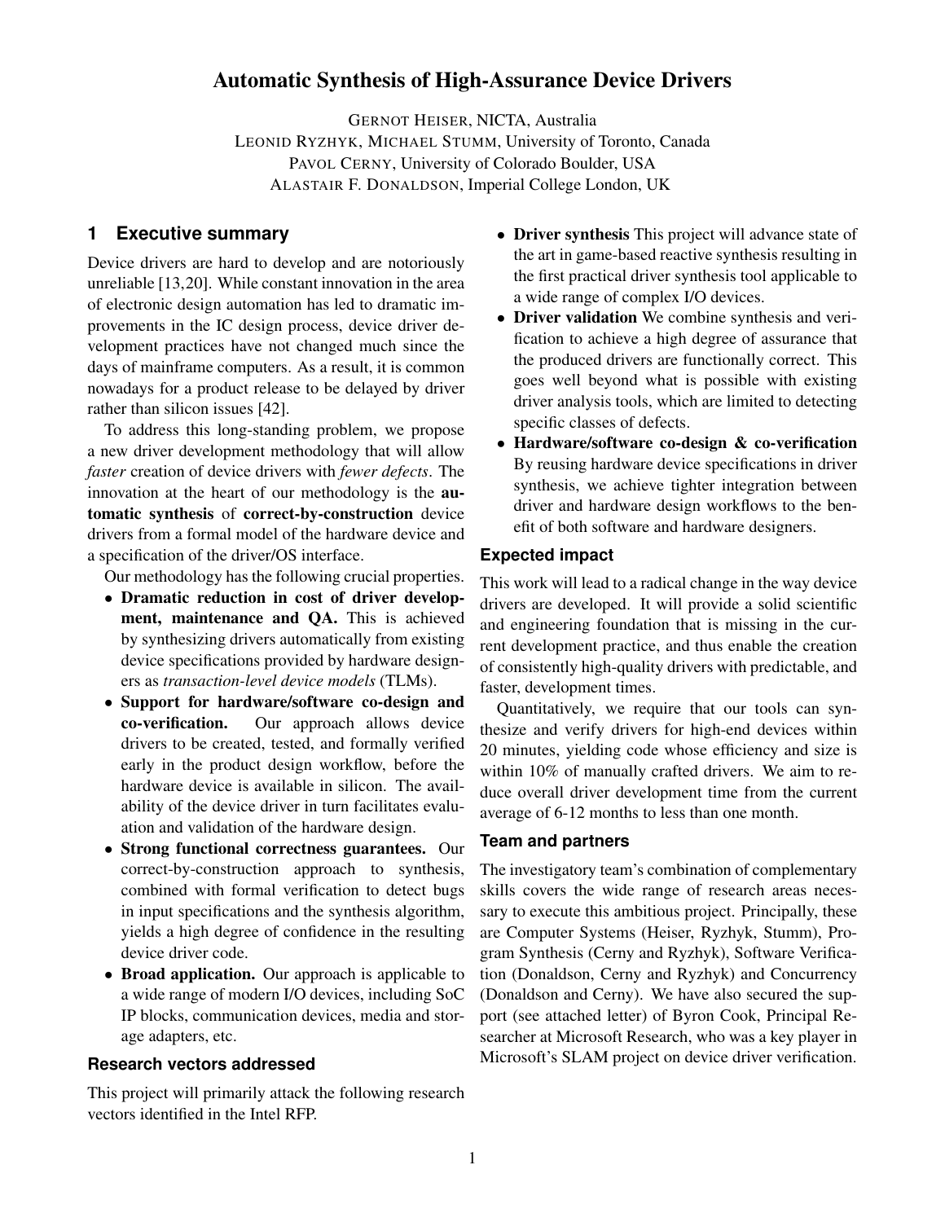# Automatic Synthesis of High-Assurance Device Drivers

GERNOT HEISER, NICTA, Australia
LEONID RYZHYK, MICHAEL STUMM, University of Toronto, Canada
PAVOL CERNY, University of Colorado Boulder, USA
ALASTAIR F. DONALDSON, Imperial College London, UK

## 1 Executive summary

Device drivers are hard to develop and are notoriously unreliable [13,20]. While constant innovation in the area of electronic design automation has led to dramatic improvements in the IC design process, device driver development practices have not changed much since the days of mainframe computers. As a result, it is common nowadays for a product release to be delayed by driver rather than silicon issues [42].

To address this long-standing problem, we propose a new driver development methodology that will allow *faster* creation of device drivers with *fewer defects*. The innovation at the heart of our methodology is the **automatic synthesis** of **correct-by-construction** device drivers from a formal model of the hardware device and a specification of the driver/OS interface.

Our methodology has the following crucial properties.

- **Dramatic reduction in cost of driver development, maintenance and QA.** This is achieved by synthesizing drivers automatically from existing device specifications provided by hardware designers as *transaction-level device models* (TLMs).
- **Support for hardware/software co-design and co-verification.** Our approach allows device drivers to be created, tested, and formally verified early in the product design workflow, before the hardware device is available in silicon. The availability of the device driver in turn facilitates evaluation and validation of the hardware design.
- **Strong functional correctness guarantees.** Our correct-by-construction approach to synthesis, combined with formal verification to detect bugs in input specifications and the synthesis algorithm, yields a high degree of confidence in the resulting device driver code.
- **Broad application.** Our approach is applicable to a wide range of modern I/O devices, including SoC IP blocks, communication devices, media and storage adapters, etc.

### Research vectors addressed

This project will primarily attack the following research vectors identified in the Intel RFP.

- **Driver synthesis** This project will advance state of the art in game-based reactive synthesis resulting in the first practical driver synthesis tool applicable to a wide range of complex I/O devices.
- **Driver validation** We combine synthesis and verification to achieve a high degree of assurance that the produced drivers are functionally correct. This goes well beyond what is possible with existing driver analysis tools, which are limited to detecting specific classes of defects.
- **Hardware/software co-design & co-verification** By reusing hardware device specifications in driver synthesis, we achieve tighter integration between driver and hardware design workflows to the benefit of both software and hardware designers.

### Expected impact

This work will lead to a radical change in the way device drivers are developed. It will provide a solid scientific and engineering foundation that is missing in the current development practice, and thus enable the creation of consistently high-quality drivers with predictable, and faster, development times.

Quantitatively, we require that our tools can synthesize and verify drivers for high-end devices within 20 minutes, yielding code whose efficiency and size is within 10% of manually crafted drivers. We aim to reduce overall driver development time from the current average of 6-12 months to less than one month.

### Team and partners

The investigatory team's combination of complementary skills covers the wide range of research areas necessary to execute this ambitious project. Principally, these are Computer Systems (Heiser, Ryzhyk, Stumm), Program Synthesis (Cerny and Ryzhyk), Software Verification (Donaldson, Cerny and Ryzhyk) and Concurrency (Donaldson and Cerny). We have also secured the support (see attached letter) of Byron Cook, Principal Researcher at Microsoft Research, who was a key player in Microsoft's SLAM project on device driver verification.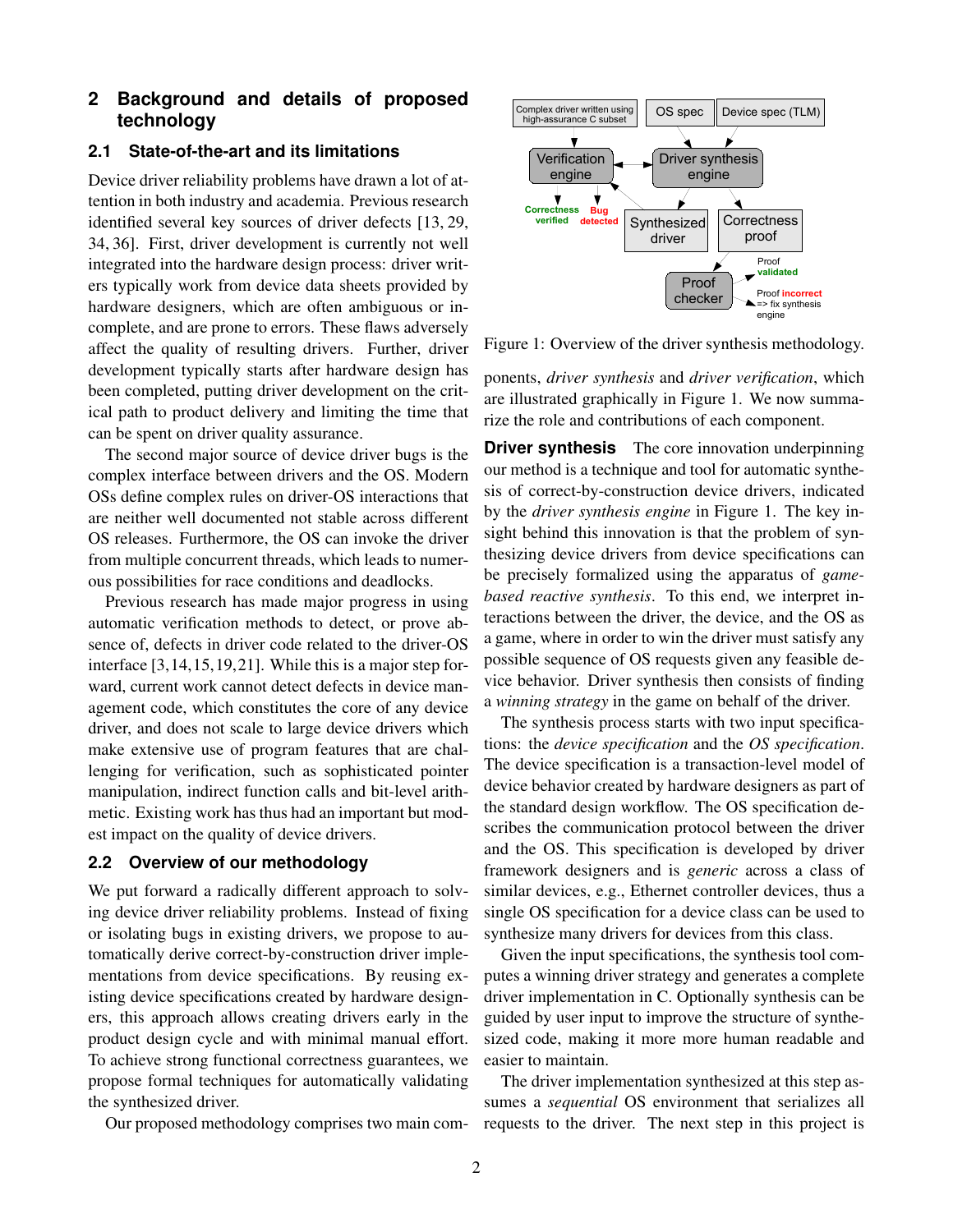## 2 Background and details of proposed technology

### 2.1 State-of-the-art and its limitations

Device driver reliability problems have drawn a lot of attention in both industry and academia. Previous research identified several key sources of driver defects [13, 29, 34, 36]. First, driver development is currently not well integrated into the hardware design process: driver writers typically work from device data sheets provided by hardware designers, which are often ambiguous or incomplete, and are prone to errors. These flaws adversely affect the quality of resulting drivers. Further, driver development typically starts after hardware design has been completed, putting driver development on the critical path to product delivery and limiting the time that can be spent on driver quality assurance.

The second major source of device driver bugs is the complex interface between drivers and the OS. Modern OSs define complex rules on driver-OS interactions that are neither well documented not stable across different OS releases. Furthermore, the OS can invoke the driver from multiple concurrent threads, which leads to numerous possibilities for race conditions and deadlocks.

Previous research has made major progress in using automatic verification methods to detect, or prove absence of, defects in driver code related to the driver-OS interface [3,14,15,19,21]. While this is a major step forward, current work cannot detect defects in device management code, which constitutes the core of any device driver, and does not scale to large device drivers which make extensive use of program features that are challenging for verification, such as sophisticated pointer manipulation, indirect function calls and bit-level arithmetic. Existing work has thus had an important but modest impact on the quality of device drivers.

### 2.2 Overview of our methodology

We put forward a radically different approach to solving device driver reliability problems. Instead of fixing or isolating bugs in existing drivers, we propose to automatically derive correct-by-construction driver implementations from device specifications. By reusing existing device specifications created by hardware designers, this approach allows creating drivers early in the product design cycle and with minimal manual effort. To achieve strong functional correctness guarantees, we propose formal techniques for automatically validating the synthesized driver.

Our proposed methodology comprises two main components, *driver synthesis* and *driver verification*, which are illustrated graphically in Figure 1. We now summarize the role and contributions of each component.

Complex driver written using high-assurance C subset | OS spec | Device spec (TLM) | Verification engine | Driver synthesis engine | Correctness verified | Bug detected | Synthesized driver | Correctness proof | Proof checker | Proof validated | Proof incorrect => fix synthesis engine

Figure 1: Overview of the driver synthesis methodology.

**Driver synthesis** The core innovation underpinning our method is a technique and tool for automatic synthesis of correct-by-construction device drivers, indicated by the *driver synthesis engine* in Figure 1. The key insight behind this innovation is that the problem of synthesizing device drivers from device specifications can be precisely formalized using the apparatus of *game-based reactive synthesis*. To this end, we interpret interactions between the driver, the device, and the OS as a game, where in order to win the driver must satisfy any possible sequence of OS requests given any feasible device behavior. Driver synthesis then consists of finding a *winning strategy* in the game on behalf of the driver.

The synthesis process starts with two input specifications: the *device specification* and the *OS specification*. The device specification is a transaction-level model of device behavior created by hardware designers as part of the standard design workflow. The OS specification describes the communication protocol between the driver and the OS. This specification is developed by driver framework designers and is *generic* across a class of similar devices, e.g., Ethernet controller devices, thus a single OS specification for a device class can be used to synthesize many drivers for devices from this class.

Given the input specifications, the synthesis tool computes a winning driver strategy and generates a complete driver implementation in C. Optionally synthesis can be guided by user input to improve the structure of synthesized code, making it more more human readable and easier to maintain.

The driver implementation synthesized at this step assumes a *sequential* OS environment that serializes all requests to the driver. The next step in this project is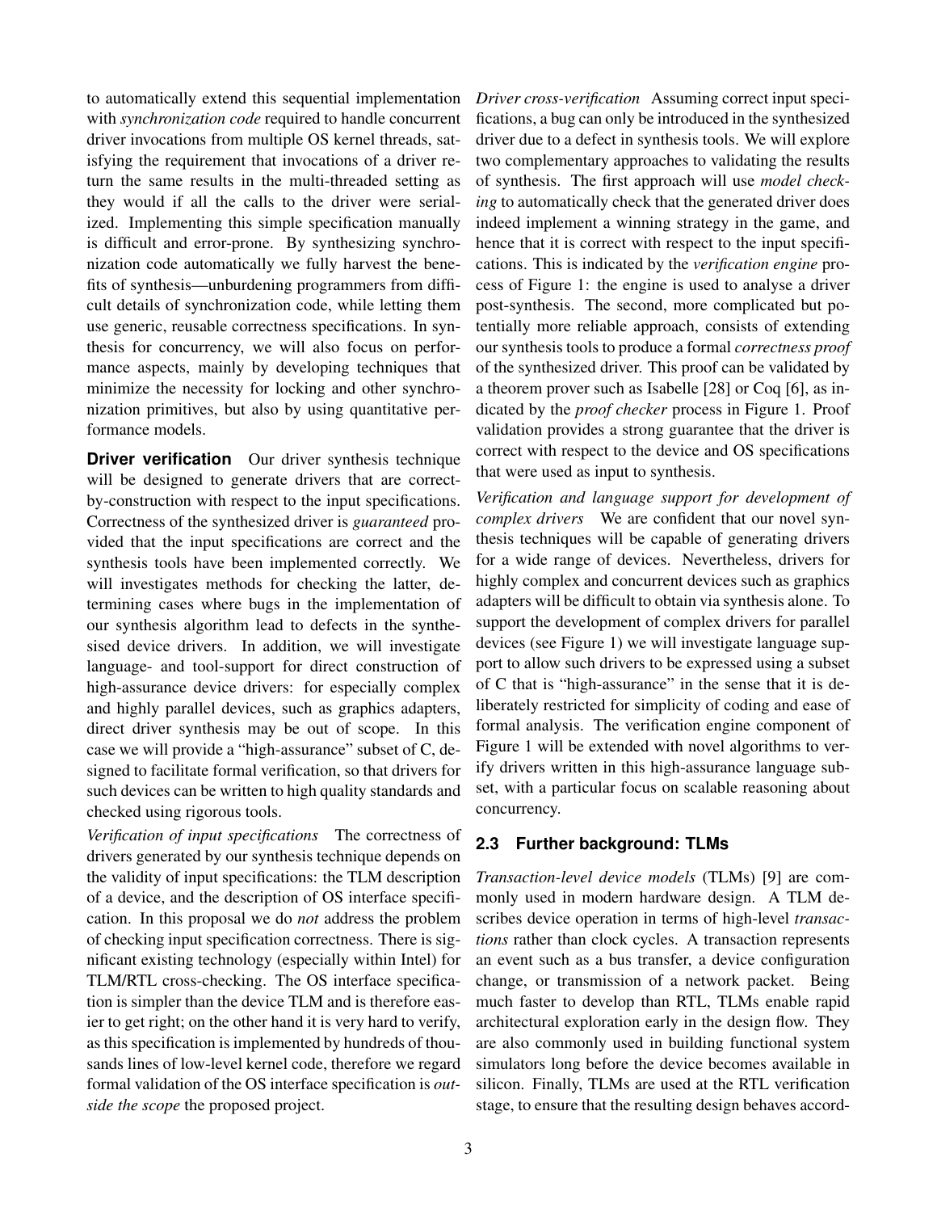to automatically extend this sequential implementation with *synchronization code* required to handle concurrent driver invocations from multiple OS kernel threads, satisfying the requirement that invocations of a driver return the same results in the multi-threaded setting as they would if all the calls to the driver were serialized. Implementing this simple specification manually is difficult and error-prone. By synthesizing synchronization code automatically we fully harvest the benefits of synthesis—unburdening programmers from difficult details of synchronization code, while letting them use generic, reusable correctness specifications. In synthesis for concurrency, we will also focus on performance aspects, mainly by developing techniques that minimize the necessity for locking and other synchronization primitives, but also by using quantitative performance models.

**Driver verification** Our driver synthesis technique will be designed to generate drivers that are correct-by-construction with respect to the input specifications. Correctness of the synthesized driver is *guaranteed* provided that the input specifications are correct and the synthesis tools have been implemented correctly. We will investigates methods for checking the latter, determining cases where bugs in the implementation of our synthesis algorithm lead to defects in the synthesised device drivers. In addition, we will investigate language- and tool-support for direct construction of high-assurance device drivers: for especially complex and highly parallel devices, such as graphics adapters, direct driver synthesis may be out of scope. In this case we will provide a "high-assurance" subset of C, designed to facilitate formal verification, so that drivers for such devices can be written to high quality standards and checked using rigorous tools.

*Verification of input specifications* The correctness of drivers generated by our synthesis technique depends on the validity of input specifications: the TLM description of a device, and the description of OS interface specification. In this proposal we do *not* address the problem of checking input specification correctness. There is significant existing technology (especially within Intel) for TLM/RTL cross-checking. The OS interface specification is simpler than the device TLM and is therefore easier to get right; on the other hand it is very hard to verify, as this specification is implemented by hundreds of thousands lines of low-level kernel code, therefore we regard formal validation of the OS interface specification is *outside the scope* the proposed project.

*Driver cross-verification* Assuming correct input specifications, a bug can only be introduced in the synthesized driver due to a defect in synthesis tools. We will explore two complementary approaches to validating the results of synthesis. The first approach will use *model checking* to automatically check that the generated driver does indeed implement a winning strategy in the game, and hence that it is correct with respect to the input specifications. This is indicated by the *verification engine* process of Figure 1: the engine is used to analyse a driver post-synthesis. The second, more complicated but potentially more reliable approach, consists of extending our synthesis tools to produce a formal *correctness proof* of the synthesized driver. This proof can be validated by a theorem prover such as Isabelle [28] or Coq [6], as indicated by the *proof checker* process in Figure 1. Proof validation provides a strong guarantee that the driver is correct with respect to the device and OS specifications that were used as input to synthesis.

*Verification and language support for development of complex drivers* We are confident that our novel synthesis techniques will be capable of generating drivers for a wide range of devices. Nevertheless, drivers for highly complex and concurrent devices such as graphics adapters will be difficult to obtain via synthesis alone. To support the development of complex drivers for parallel devices (see Figure 1) we will investigate language support to allow such drivers to be expressed using a subset of C that is "high-assurance" in the sense that it is deliberately restricted for simplicity of coding and ease of formal analysis. The verification engine component of Figure 1 will be extended with novel algorithms to verify drivers written in this high-assurance language subset, with a particular focus on scalable reasoning about concurrency.

## 2.3 Further background: TLMs

*Transaction-level device models* (TLMs) [9] are commonly used in modern hardware design. A TLM describes device operation in terms of high-level *transactions* rather than clock cycles. A transaction represents an event such as a bus transfer, a device configuration change, or transmission of a network packet. Being much faster to develop than RTL, TLMs enable rapid architectural exploration early in the design flow. They are also commonly used in building functional system simulators long before the device becomes available in silicon. Finally, TLMs are used at the RTL verification stage, to ensure that the resulting design behaves accord-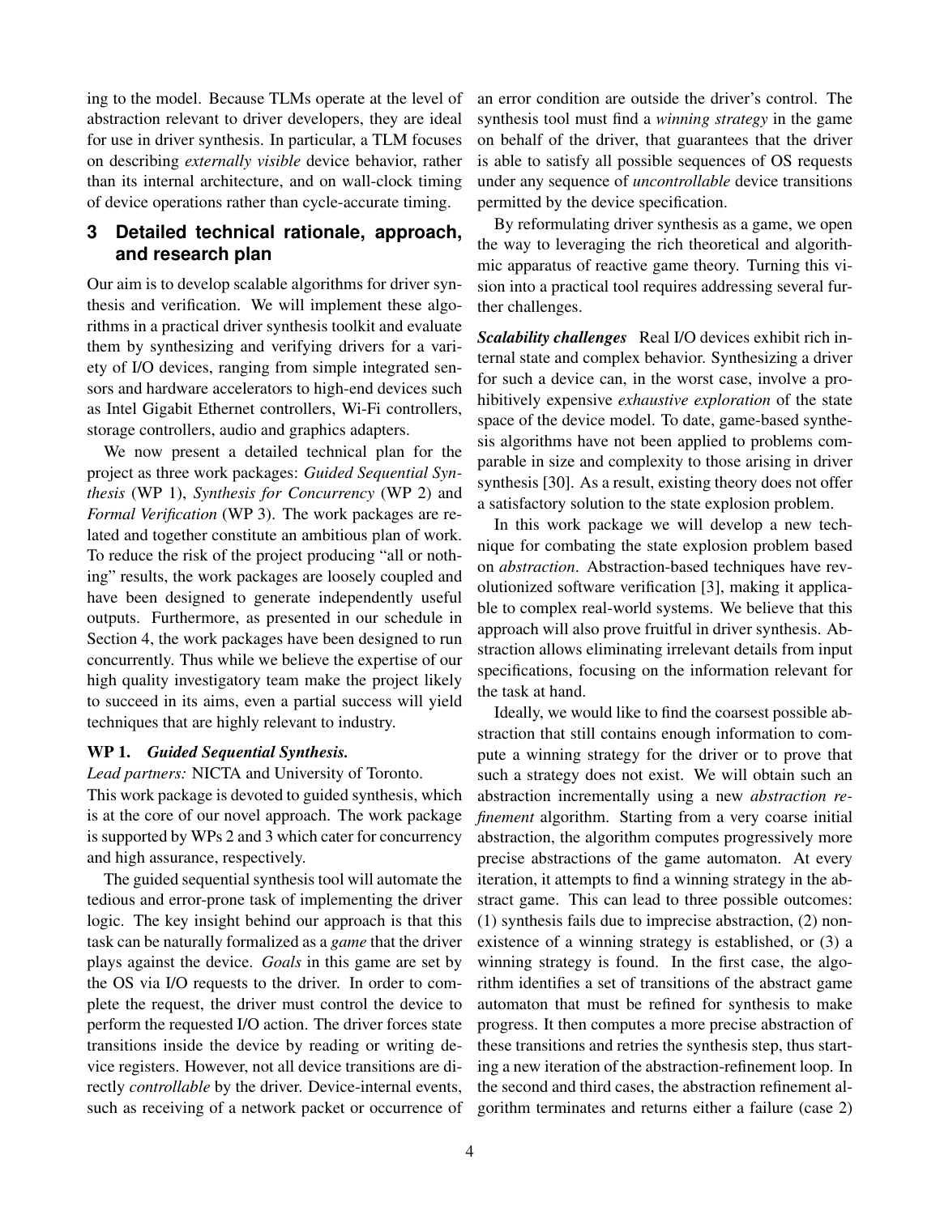ing to the model. Because TLMs operate at the level of abstraction relevant to driver developers, they are ideal for use in driver synthesis. In particular, a TLM focuses on describing *externally visible* device behavior, rather than its internal architecture, and on wall-clock timing of device operations rather than cycle-accurate timing.

## 3 Detailed technical rationale, approach, and research plan

Our aim is to develop scalable algorithms for driver synthesis and verification. We will implement these algorithms in a practical driver synthesis toolkit and evaluate them by synthesizing and verifying drivers for a variety of I/O devices, ranging from simple integrated sensors and hardware accelerators to high-end devices such as Intel Gigabit Ethernet controllers, Wi-Fi controllers, storage controllers, audio and graphics adapters.

We now present a detailed technical plan for the project as three work packages: *Guided Sequential Synthesis* (WP 1), *Synthesis for Concurrency* (WP 2) and *Formal Verification* (WP 3). The work packages are related and together constitute an ambitious plan of work. To reduce the risk of the project producing "all or nothing" results, the work packages are loosely coupled and have been designed to generate independently useful outputs. Furthermore, as presented in our schedule in Section 4, the work packages have been designed to run concurrently. Thus while we believe the expertise of our high quality investigatory team make the project likely to succeed in its aims, even a partial success will yield techniques that are highly relevant to industry.

### WP 1. *Guided Sequential Synthesis.*

*Lead partners:* NICTA and University of Toronto.

This work package is devoted to guided synthesis, which is at the core of our novel approach. The work package is supported by WPs 2 and 3 which cater for concurrency and high assurance, respectively.

The guided sequential synthesis tool will automate the tedious and error-prone task of implementing the driver logic. The key insight behind our approach is that this task can be naturally formalized as a *game* that the driver plays against the device. *Goals* in this game are set by the OS via I/O requests to the driver. In order to complete the request, the driver must control the device to perform the requested I/O action. The driver forces state transitions inside the device by reading or writing device registers. However, not all device transitions are directly *controllable* by the driver. Device-internal events, such as receiving of a network packet or occurrence of an error condition are outside the driver's control. The synthesis tool must find a *winning strategy* in the game on behalf of the driver, that guarantees that the driver is able to satisfy all possible sequences of OS requests under any sequence of *uncontrollable* device transitions permitted by the device specification.

By reformulating driver synthesis as a game, we open the way to leveraging the rich theoretical and algorithmic apparatus of reactive game theory. Turning this vision into a practical tool requires addressing several further challenges.

***Scalability challenges*** Real I/O devices exhibit rich internal state and complex behavior. Synthesizing a driver for such a device can, in the worst case, involve a prohibitively expensive *exhaustive exploration* of the state space of the device model. To date, game-based synthesis algorithms have not been applied to problems comparable in size and complexity to those arising in driver synthesis [30]. As a result, existing theory does not offer a satisfactory solution to the state explosion problem.

In this work package we will develop a new technique for combating the state explosion problem based on *abstraction*. Abstraction-based techniques have revolutionized software verification [3], making it applicable to complex real-world systems. We believe that this approach will also prove fruitful in driver synthesis. Abstraction allows eliminating irrelevant details from input specifications, focusing on the information relevant for the task at hand.

Ideally, we would like to find the coarsest possible abstraction that still contains enough information to compute a winning strategy for the driver or to prove that such a strategy does not exist. We will obtain such an abstraction incrementally using a new *abstraction refinement* algorithm. Starting from a very coarse initial abstraction, the algorithm computes progressively more precise abstractions of the game automaton. At every iteration, it attempts to find a winning strategy in the abstract game. This can lead to three possible outcomes: (1) synthesis fails due to imprecise abstraction, (2) nonexistence of a winning strategy is established, or (3) a winning strategy is found. In the first case, the algorithm identifies a set of transitions of the abstract game automaton that must be refined for synthesis to make progress. It then computes a more precise abstraction of these transitions and retries the synthesis step, thus starting a new iteration of the abstraction-refinement loop. In the second and third cases, the abstraction refinement algorithm terminates and returns either a failure (case 2)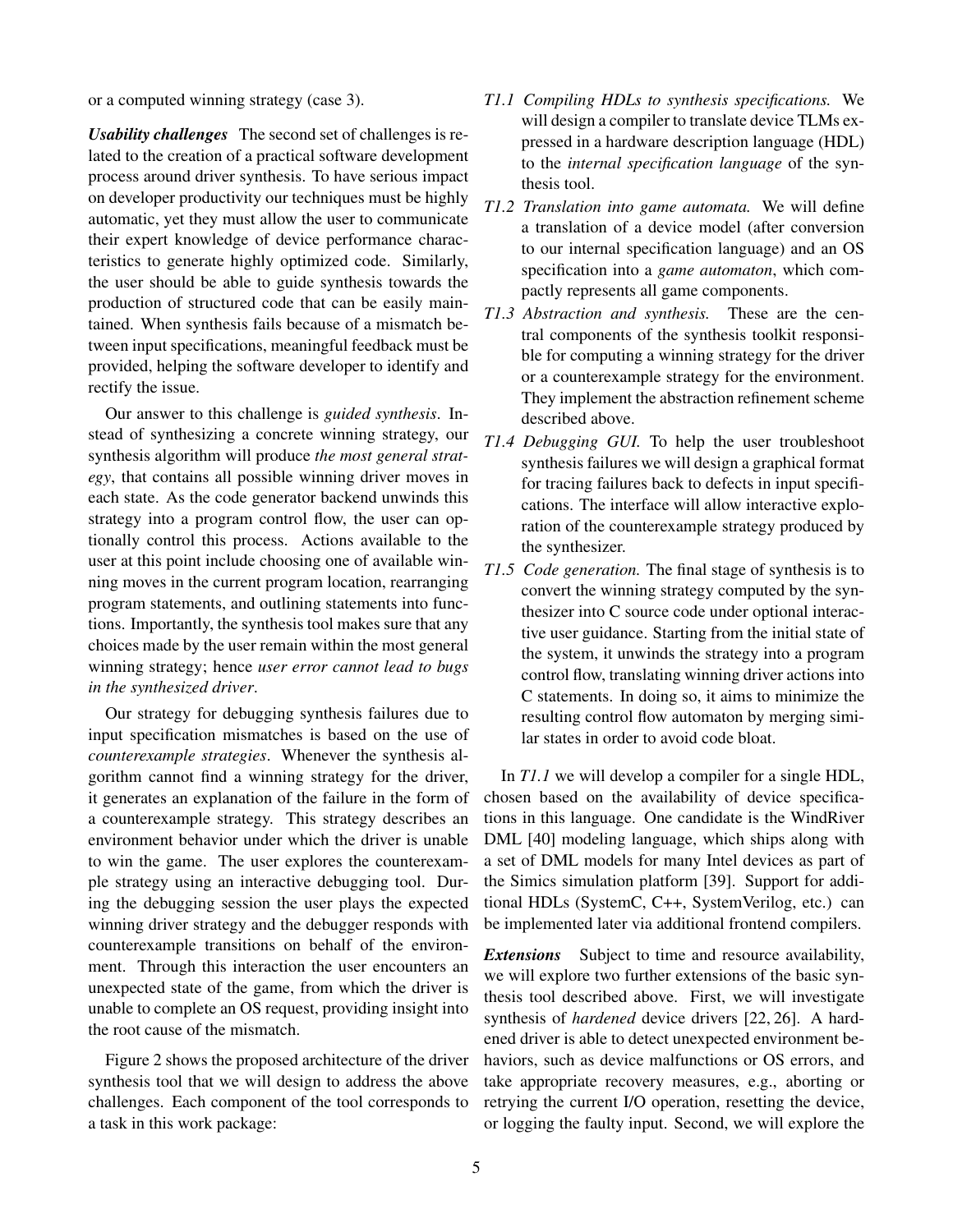or a computed winning strategy (case 3).

***Usability challenges*** The second set of challenges is related to the creation of a practical software development process around driver synthesis. To have serious impact on developer productivity our techniques must be highly automatic, yet they must allow the user to communicate their expert knowledge of device performance characteristics to generate highly optimized code. Similarly, the user should be able to guide synthesis towards the production of structured code that can be easily maintained. When synthesis fails because of a mismatch between input specifications, meaningful feedback must be provided, helping the software developer to identify and rectify the issue.

Our answer to this challenge is *guided synthesis*. Instead of synthesizing a concrete winning strategy, our synthesis algorithm will produce *the most general strategy*, that contains all possible winning driver moves in each state. As the code generator backend unwinds this strategy into a program control flow, the user can optionally control this process. Actions available to the user at this point include choosing one of available winning moves in the current program location, rearranging program statements, and outlining statements into functions. Importantly, the synthesis tool makes sure that any choices made by the user remain within the most general winning strategy; hence *user error cannot lead to bugs in the synthesized driver*.

Our strategy for debugging synthesis failures due to input specification mismatches is based on the use of *counterexample strategies*. Whenever the synthesis algorithm cannot find a winning strategy for the driver, it generates an explanation of the failure in the form of a counterexample strategy. This strategy describes an environment behavior under which the driver is unable to win the game. The user explores the counterexample strategy using an interactive debugging tool. During the debugging session the user plays the expected winning driver strategy and the debugger responds with counterexample transitions on behalf of the environment. Through this interaction the user encounters an unexpected state of the game, from which the driver is unable to complete an OS request, providing insight into the root cause of the mismatch.

Figure 2 shows the proposed architecture of the driver synthesis tool that we will design to address the above challenges. Each component of the tool corresponds to a task in this work package:

*T1.1 Compiling HDLs to synthesis specifications.* We will design a compiler to translate device TLMs expressed in a hardware description language (HDL) to the *internal specification language* of the synthesis tool.

*T1.2 Translation into game automata.* We will define a translation of a device model (after conversion to our internal specification language) and an OS specification into a *game automaton*, which compactly represents all game components.

*T1.3 Abstraction and synthesis.* These are the central components of the synthesis toolkit responsible for computing a winning strategy for the driver or a counterexample strategy for the environment. They implement the abstraction refinement scheme described above.

*T1.4 Debugging GUI.* To help the user troubleshoot synthesis failures we will design a graphical format for tracing failures back to defects in input specifications. The interface will allow interactive exploration of the counterexample strategy produced by the synthesizer.

*T1.5 Code generation.* The final stage of synthesis is to convert the winning strategy computed by the synthesizer into C source code under optional interactive user guidance. Starting from the initial state of the system, it unwinds the strategy into a program control flow, translating winning driver actions into C statements. In doing so, it aims to minimize the resulting control flow automaton by merging similar states in order to avoid code bloat.

In *T1.1* we will develop a compiler for a single HDL, chosen based on the availability of device specifications in this language. One candidate is the WindRiver DML [40] modeling language, which ships along with a set of DML models for many Intel devices as part of the Simics simulation platform [39]. Support for additional HDLs (SystemC, C++, SystemVerilog, etc.) can be implemented later via additional frontend compilers.

***Extensions*** Subject to time and resource availability, we will explore two further extensions of the basic synthesis tool described above. First, we will investigate synthesis of *hardened* device drivers [22, 26]. A hardened driver is able to detect unexpected environment behaviors, such as device malfunctions or OS errors, and take appropriate recovery measures, e.g., aborting or retrying the current I/O operation, resetting the device, or logging the faulty input. Second, we will explore the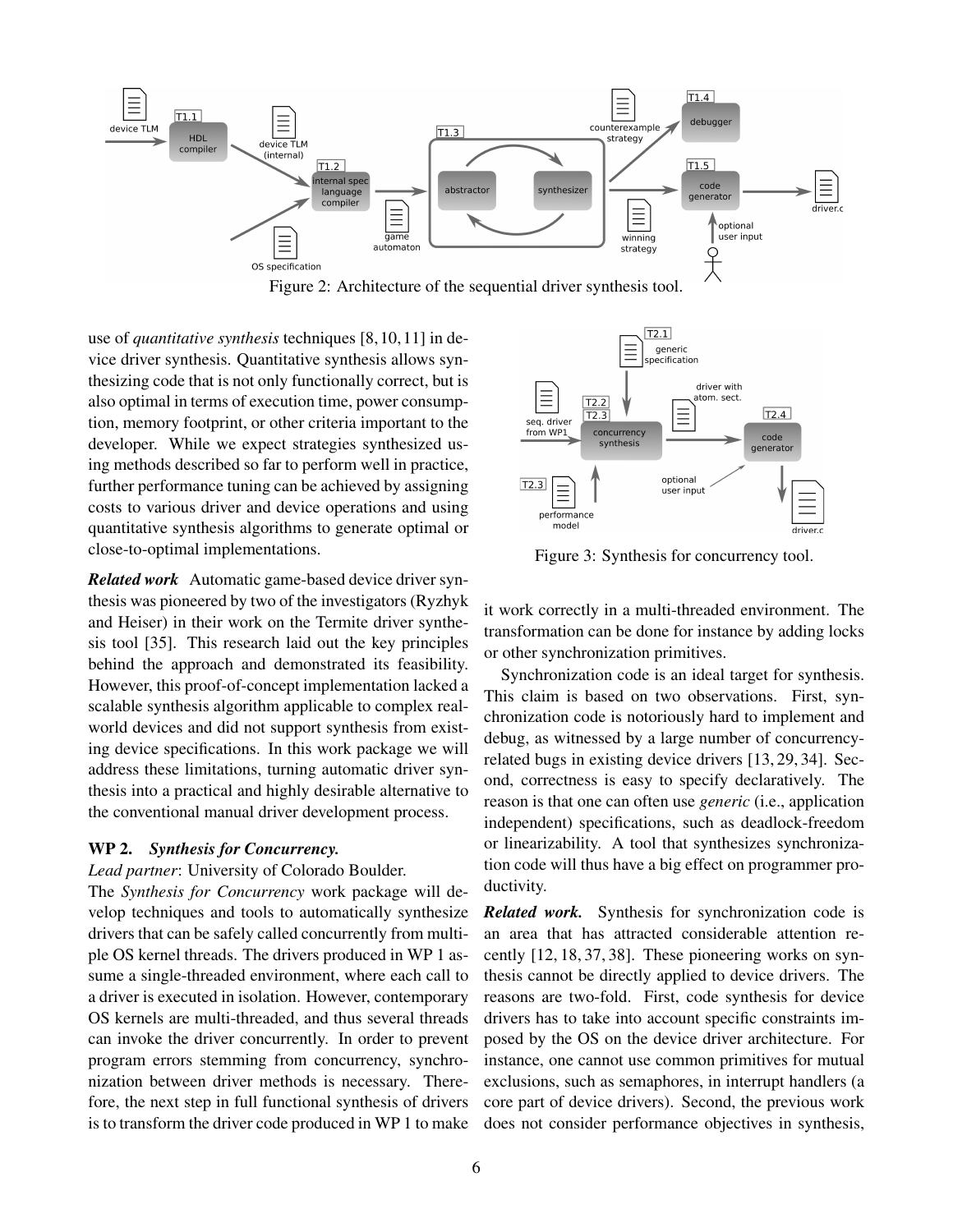Figure 2: Architecture of the sequential driver synthesis tool.

use of *quantitative synthesis* techniques [8, 10, 11] in device driver synthesis. Quantitative synthesis allows synthesizing code that is not only functionally correct, but is also optimal in terms of execution time, power consumption, memory footprint, or other criteria important to the developer. While we expect strategies synthesized using methods described so far to perform well in practice, further performance tuning can be achieved by assigning costs to various driver and device operations and using quantitative synthesis algorithms to generate optimal or close-to-optimal implementations.

***Related work*** Automatic game-based device driver synthesis was pioneered by two of the investigators (Ryzhyk and Heiser) in their work on the Termite driver synthesis tool [35]. This research laid out the key principles behind the approach and demonstrated its feasibility. However, this proof-of-concept implementation lacked a scalable synthesis algorithm applicable to complex real-world devices and did not support synthesis from existing device specifications. In this work package we will address these limitations, turning automatic driver synthesis into a practical and highly desirable alternative to the conventional manual driver development process.

**WP 2.** ***Synthesis for Concurrency.***

*Lead partner*: University of Colorado Boulder.

The *Synthesis for Concurrency* work package will develop techniques and tools to automatically synthesize drivers that can be safely called concurrently from multiple OS kernel threads. The drivers produced in WP 1 assume a single-threaded environment, where each call to a driver is executed in isolation. However, contemporary OS kernels are multi-threaded, and thus several threads can invoke the driver concurrently. In order to prevent program errors stemming from concurrency, synchronization between driver methods is necessary. Therefore, the next step in full functional synthesis of drivers is to transform the driver code produced in WP 1 to make it work correctly in a multi-threaded environment. The transformation can be done for instance by adding locks or other synchronization primitives.

Figure 3: Synthesis for concurrency tool.

Synchronization code is an ideal target for synthesis. This claim is based on two observations. First, synchronization code is notoriously hard to implement and debug, as witnessed by a large number of concurrency-related bugs in existing device drivers [13, 29, 34]. Second, correctness is easy to specify declaratively. The reason is that one can often use *generic* (i.e., application independent) specifications, such as deadlock-freedom or linearizability. A tool that synthesizes synchronization code will thus have a big effect on programmer productivity.

***Related work.*** Synthesis for synchronization code is an area that has attracted considerable attention recently [12, 18, 37, 38]. These pioneering works on synthesis cannot be directly applied to device drivers. The reasons are two-fold. First, code synthesis for device drivers has to take into account specific constraints imposed by the OS on the device driver architecture. For instance, one cannot use common primitives for mutual exclusions, such as semaphores, in interrupt handlers (a core part of device drivers). Second, the previous work does not consider performance objectives in synthesis,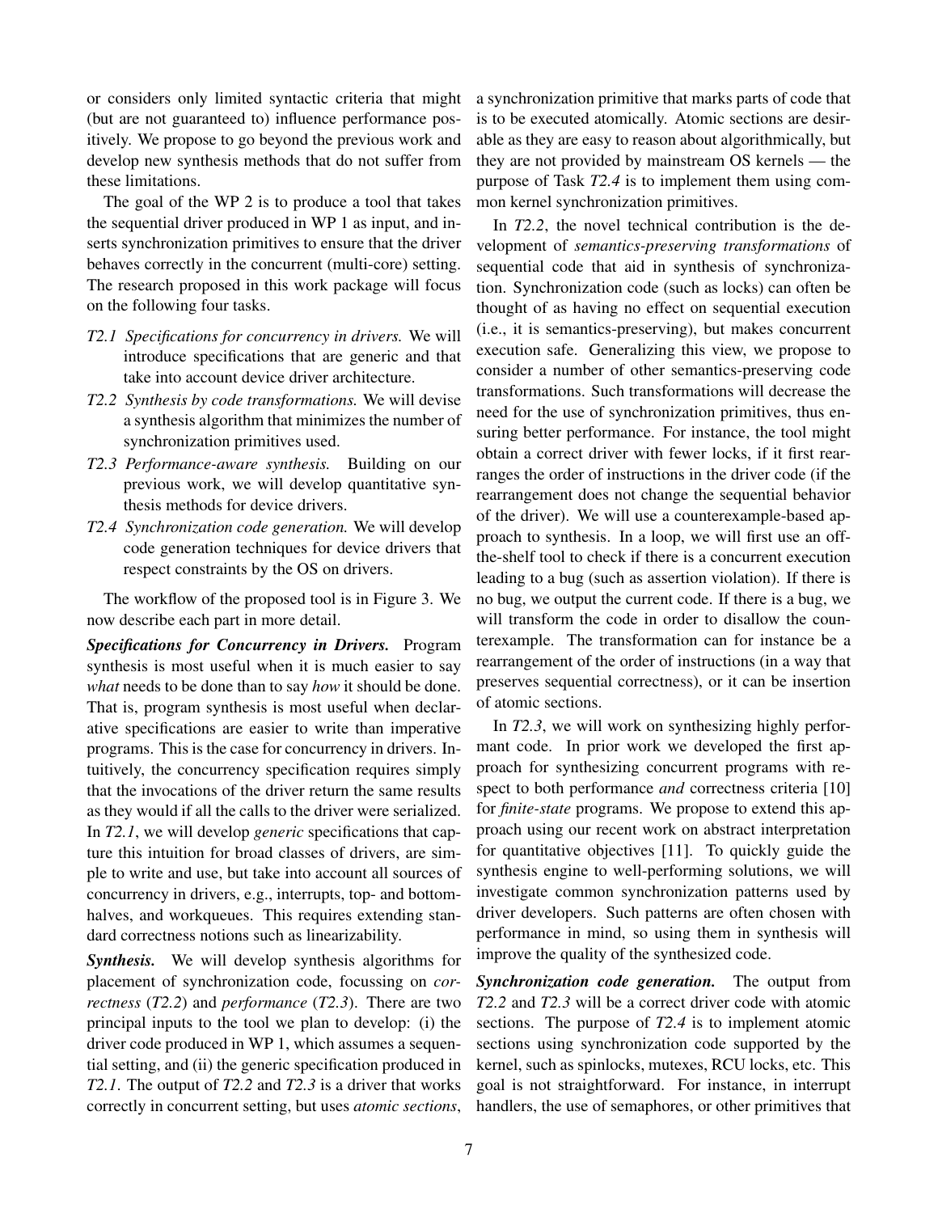or considers only limited syntactic criteria that might (but are not guaranteed to) influence performance positively. We propose to go beyond the previous work and develop new synthesis methods that do not suffer from these limitations.

The goal of the WP 2 is to produce a tool that takes the sequential driver produced in WP 1 as input, and inserts synchronization primitives to ensure that the driver behaves correctly in the concurrent (multi-core) setting. The research proposed in this work package will focus on the following four tasks.

- *T2.1 Specifications for concurrency in drivers.* We will introduce specifications that are generic and that take into account device driver architecture.
- *T2.2 Synthesis by code transformations.* We will devise a synthesis algorithm that minimizes the number of synchronization primitives used.
- *T2.3 Performance-aware synthesis.* Building on our previous work, we will develop quantitative synthesis methods for device drivers.
- *T2.4 Synchronization code generation.* We will develop code generation techniques for device drivers that respect constraints by the OS on drivers.

The workflow of the proposed tool is in Figure 3. We now describe each part in more detail.

***Specifications for Concurrency in Drivers.*** Program synthesis is most useful when it is much easier to say *what* needs to be done than to say *how* it should be done. That is, program synthesis is most useful when declarative specifications are easier to write than imperative programs. This is the case for concurrency in drivers. Intuitively, the concurrency specification requires simply that the invocations of the driver return the same results as they would if all the calls to the driver were serialized. In *T2.1*, we will develop *generic* specifications that capture this intuition for broad classes of drivers, are simple to write and use, but take into account all sources of concurrency in drivers, e.g., interrupts, top- and bottom-halves, and workqueues. This requires extending standard correctness notions such as linearizability.

***Synthesis.*** We will develop synthesis algorithms for placement of synchronization code, focussing on *correctness* (*T2.2*) and *performance* (*T2.3*). There are two principal inputs to the tool we plan to develop: (i) the driver code produced in WP 1, which assumes a sequential setting, and (ii) the generic specification produced in *T2.1*. The output of *T2.2* and *T2.3* is a driver that works correctly in concurrent setting, but uses *atomic sections*, a synchronization primitive that marks parts of code that is to be executed atomically. Atomic sections are desirable as they are easy to reason about algorithmically, but they are not provided by mainstream OS kernels — the purpose of Task *T2.4* is to implement them using common kernel synchronization primitives.

In *T2.2*, the novel technical contribution is the development of *semantics-preserving transformations* of sequential code that aid in synthesis of synchronization. Synchronization code (such as locks) can often be thought of as having no effect on sequential execution (i.e., it is semantics-preserving), but makes concurrent execution safe. Generalizing this view, we propose to consider a number of other semantics-preserving code transformations. Such transformations will decrease the need for the use of synchronization primitives, thus ensuring better performance. For instance, the tool might obtain a correct driver with fewer locks, if it first rearranges the order of instructions in the driver code (if the rearrangement does not change the sequential behavior of the driver). We will use a counterexample-based approach to synthesis. In a loop, we will first use an off-the-shelf tool to check if there is a concurrent execution leading to a bug (such as assertion violation). If there is no bug, we output the current code. If there is a bug, we will transform the code in order to disallow the counterexample. The transformation can for instance be a rearrangement of the order of instructions (in a way that preserves sequential correctness), or it can be insertion of atomic sections.

In *T2.3*, we will work on synthesizing highly performant code. In prior work we developed the first approach for synthesizing concurrent programs with respect to both performance *and* correctness criteria [10] for *finite-state* programs. We propose to extend this approach using our recent work on abstract interpretation for quantitative objectives [11]. To quickly guide the synthesis engine to well-performing solutions, we will investigate common synchronization patterns used by driver developers. Such patterns are often chosen with performance in mind, so using them in synthesis will improve the quality of the synthesized code.

***Synchronization code generation.*** The output from *T2.2* and *T2.3* will be a correct driver code with atomic sections. The purpose of *T2.4* is to implement atomic sections using synchronization code supported by the kernel, such as spinlocks, mutexes, RCU locks, etc. This goal is not straightforward. For instance, in interrupt handlers, the use of semaphores, or other primitives that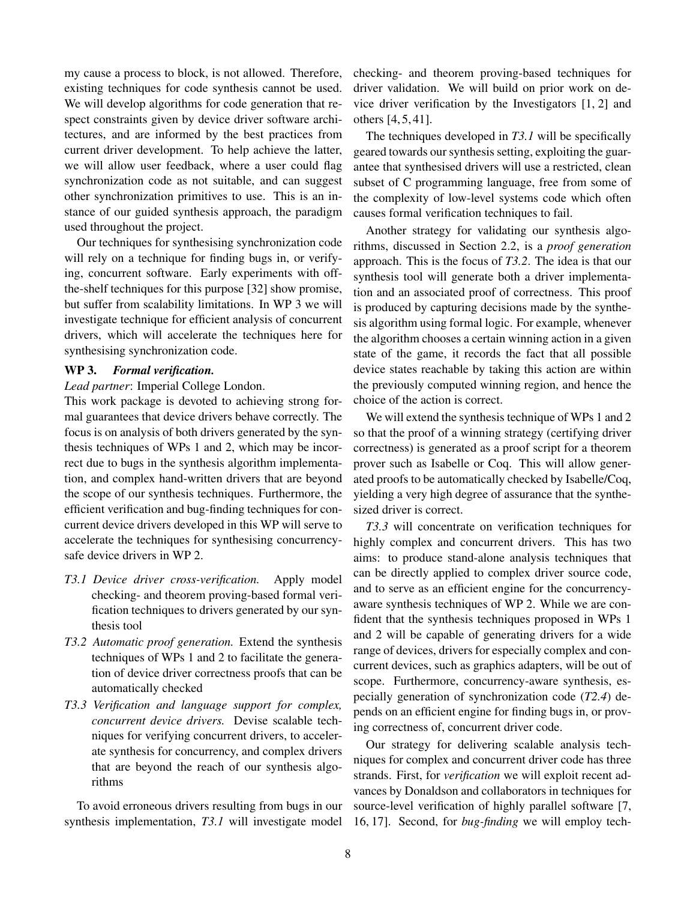my cause a process to block, is not allowed. Therefore, existing techniques for code synthesis cannot be used. We will develop algorithms for code generation that respect constraints given by device driver software architectures, and are informed by the best practices from current driver development. To help achieve the latter, we will allow user feedback, where a user could flag synchronization code as not suitable, and can suggest other synchronization primitives to use. This is an instance of our guided synthesis approach, the paradigm used throughout the project.

Our techniques for synthesising synchronization code will rely on a technique for finding bugs in, or verifying, concurrent software. Early experiments with off-the-shelf techniques for this purpose [32] show promise, but suffer from scalability limitations. In WP 3 we will investigate technique for efficient analysis of concurrent drivers, which will accelerate the techniques here for synthesising synchronization code.

**WP 3.** ***Formal verification.***

*Lead partner*: Imperial College London.

This work package is devoted to achieving strong formal guarantees that device drivers behave correctly. The focus is on analysis of both drivers generated by the synthesis techniques of WPs 1 and 2, which may be incorrect due to bugs in the synthesis algorithm implementation, and complex hand-written drivers that are beyond the scope of our synthesis techniques. Furthermore, the efficient verification and bug-finding techniques for concurrent device drivers developed in this WP will serve to accelerate the techniques for synthesising concurrency-safe device drivers in WP 2.

- *T3.1 Device driver cross-verification.* Apply model checking- and theorem proving-based formal verification techniques to drivers generated by our synthesis tool
- *T3.2 Automatic proof generation.* Extend the synthesis techniques of WPs 1 and 2 to facilitate the generation of device driver correctness proofs that can be automatically checked
- *T3.3 Verification and language support for complex, concurrent device drivers.* Devise scalable techniques for verifying concurrent drivers, to accelerate synthesis for concurrency, and complex drivers that are beyond the reach of our synthesis algorithms

To avoid erroneous drivers resulting from bugs in our synthesis implementation, *T3.1* will investigate model checking- and theorem proving-based techniques for driver validation. We will build on prior work on device driver verification by the Investigators [1, 2] and others [4, 5, 41].

The techniques developed in *T3.1* will be specifically geared towards our synthesis setting, exploiting the guarantee that synthesised drivers will use a restricted, clean subset of C programming language, free from some of the complexity of low-level systems code which often causes formal verification techniques to fail.

Another strategy for validating our synthesis algorithms, discussed in Section 2.2, is a *proof generation* approach. This is the focus of *T3.2*. The idea is that our synthesis tool will generate both a driver implementation and an associated proof of correctness. This proof is produced by capturing decisions made by the synthesis algorithm using formal logic. For example, whenever the algorithm chooses a certain winning action in a given state of the game, it records the fact that all possible device states reachable by taking this action are within the previously computed winning region, and hence the choice of the action is correct.

We will extend the synthesis technique of WPs 1 and 2 so that the proof of a winning strategy (certifying driver correctness) is generated as a proof script for a theorem prover such as Isabelle or Coq. This will allow generated proofs to be automatically checked by Isabelle/Coq, yielding a very high degree of assurance that the synthesized driver is correct.

*T3.3* will concentrate on verification techniques for highly complex and concurrent drivers. This has two aims: to produce stand-alone analysis techniques that can be directly applied to complex driver source code, and to serve as an efficient engine for the concurrency-aware synthesis techniques of WP 2. While we are confident that the synthesis techniques proposed in WPs 1 and 2 will be capable of generating drivers for a wide range of devices, drivers for especially complex and concurrent devices, such as graphics adapters, will be out of scope. Furthermore, concurrency-aware synthesis, especially generation of synchronization code (*T2.4*) depends on an efficient engine for finding bugs in, or proving correctness of, concurrent driver code.

Our strategy for delivering scalable analysis techniques for complex and concurrent driver code has three strands. First, for *verification* we will exploit recent advances by Donaldson and collaborators in techniques for source-level verification of highly parallel software [7, 16, 17]. Second, for *bug-finding* we will employ tech-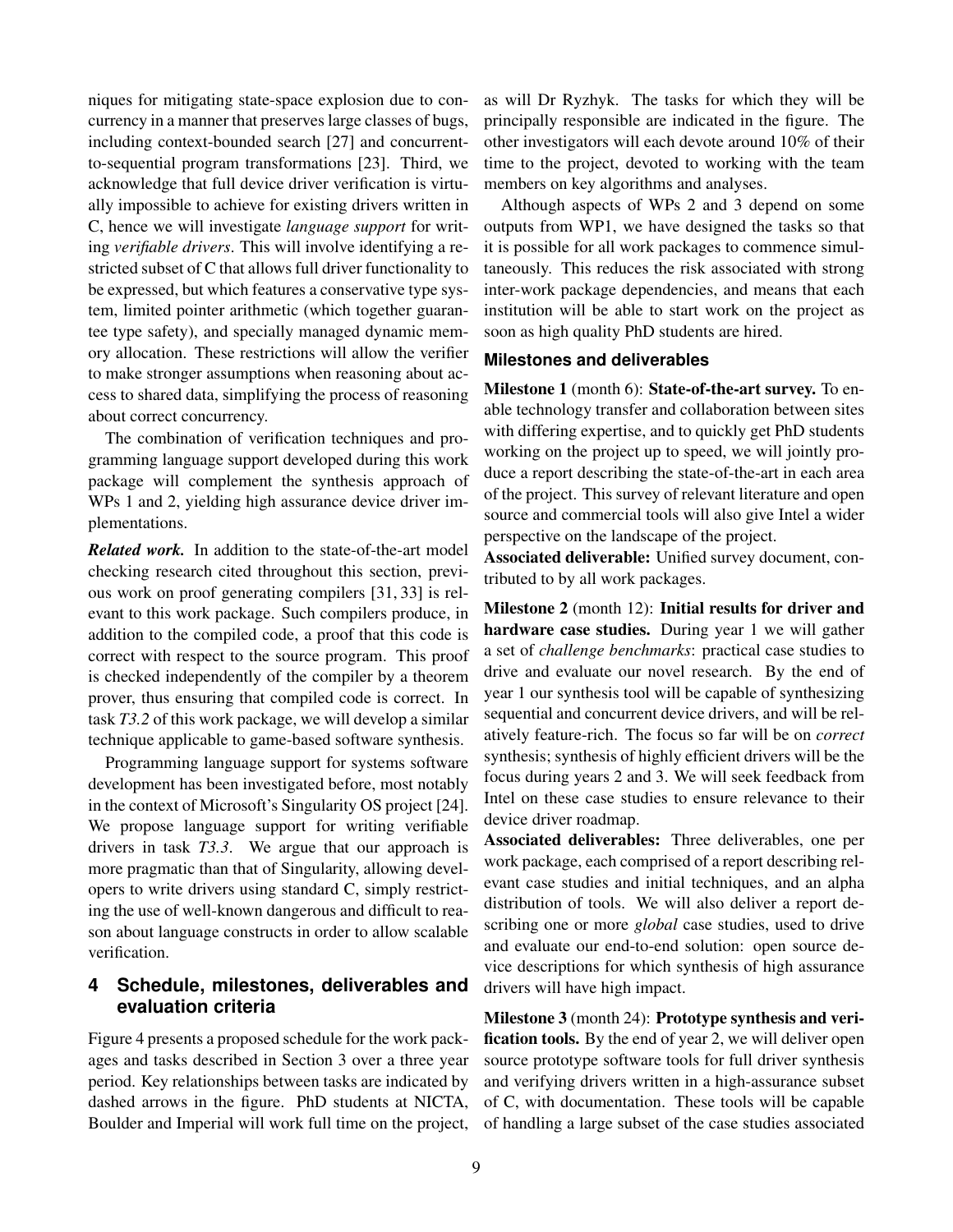niques for mitigating state-space explosion due to concurrency in a manner that preserves large classes of bugs, including context-bounded search [27] and concurrent-to-sequential program transformations [23]. Third, we acknowledge that full device driver verification is virtually impossible to achieve for existing drivers written in C, hence we will investigate *language support* for writing *verifiable drivers*. This will involve identifying a restricted subset of C that allows full driver functionality to be expressed, but which features a conservative type system, limited pointer arithmetic (which together guarantee type safety), and specially managed dynamic memory allocation. These restrictions will allow the verifier to make stronger assumptions when reasoning about access to shared data, simplifying the process of reasoning about correct concurrency.

The combination of verification techniques and programming language support developed during this work package will complement the synthesis approach of WPs 1 and 2, yielding high assurance device driver implementations.

***Related work.*** In addition to the state-of-the-art model checking research cited throughout this section, previous work on proof generating compilers [31, 33] is relevant to this work package. Such compilers produce, in addition to the compiled code, a proof that this code is correct with respect to the source program. This proof is checked independently of the compiler by a theorem prover, thus ensuring that compiled code is correct. In task *T3.2* of this work package, we will develop a similar technique applicable to game-based software synthesis.

Programming language support for systems software development has been investigated before, most notably in the context of Microsoft's Singularity OS project [24]. We propose language support for writing verifiable drivers in task *T3.3*. We argue that our approach is more pragmatic than that of Singularity, allowing developers to write drivers using standard C, simply restricting the use of well-known dangerous and difficult to reason about language constructs in order to allow scalable verification.

## 4 Schedule, milestones, deliverables and evaluation criteria

Figure 4 presents a proposed schedule for the work packages and tasks described in Section 3 over a three year period. Key relationships between tasks are indicated by dashed arrows in the figure. PhD students at NICTA, Boulder and Imperial will work full time on the project, as will Dr Ryzhyk. The tasks for which they will be principally responsible are indicated in the figure. The other investigators will each devote around 10% of their time to the project, devoted to working with the team members on key algorithms and analyses.

Although aspects of WPs 2 and 3 depend on some outputs from WP1, we have designed the tasks so that it is possible for all work packages to commence simultaneously. This reduces the risk associated with strong inter-work package dependencies, and means that each institution will be able to start work on the project as soon as high quality PhD students are hired.

### Milestones and deliverables

**Milestone 1** (month 6): **State-of-the-art survey.** To enable technology transfer and collaboration between sites with differing expertise, and to quickly get PhD students working on the project up to speed, we will jointly produce a report describing the state-of-the-art in each area of the project. This survey of relevant literature and open source and commercial tools will also give Intel a wider perspective on the landscape of the project.

**Associated deliverable:** Unified survey document, contributed to by all work packages.

**Milestone 2** (month 12): **Initial results for driver and hardware case studies.** During year 1 we will gather a set of *challenge benchmarks*: practical case studies to drive and evaluate our novel research. By the end of year 1 our synthesis tool will be capable of synthesizing sequential and concurrent device drivers, and will be relatively feature-rich. The focus so far will be on *correct* synthesis; synthesis of highly efficient drivers will be the focus during years 2 and 3. We will seek feedback from Intel on these case studies to ensure relevance to their device driver roadmap.

**Associated deliverables:** Three deliverables, one per work package, each comprised of a report describing relevant case studies and initial techniques, and an alpha distribution of tools. We will also deliver a report describing one or more *global* case studies, used to drive and evaluate our end-to-end solution: open source device descriptions for which synthesis of high assurance drivers will have high impact.

**Milestone 3** (month 24): **Prototype synthesis and verification tools.** By the end of year 2, we will deliver open source prototype software tools for full driver synthesis and verifying drivers written in a high-assurance subset of C, with documentation. These tools will be capable of handling a large subset of the case studies associated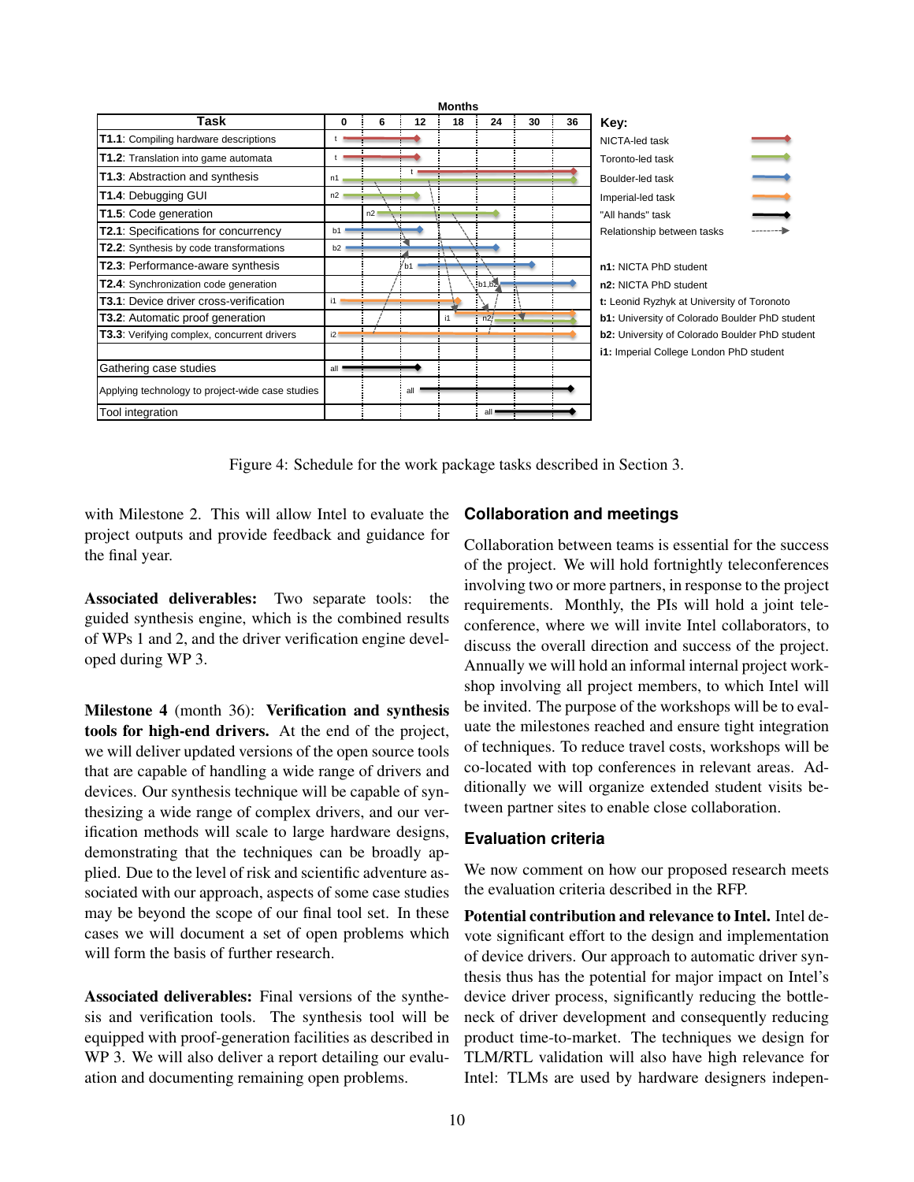| Task | 0 | 6 | 12 | 18 | 24 | 30 | 36 |
|---|---|---|---|---|---|---|---|
| **T1.1**: Compiling hardware descriptions | t | | | | | | |
| **T1.2**: Translation into game automata | t | | | | | | |
| **T1.3**: Abstraction and synthesis | n1 | | t | | | | |
| **T1.4**: Debugging GUI | n2 | | | | | | |
| **T1.5**: Code generation | | n2 | | | | | |
| **T2.1**: Specifications for concurrency | b1 | | | | | | |
| **T2.2**: Synthesis by code transformations | b2 | | | | | | |
| **T2.3**: Performance-aware synthesis | | | b1 | | | | |
| **T2.4**: Synchronization code generation | | | | | b1,b2 | | |
| **T3.1**: Device driver cross-verification | i1 | | | | | | |
| **T3.2**: Automatic proof generation | | | | i1 | n2 | | |
| **T3.3**: Verifying complex, concurrent drivers | i2 | | | | | | |
| Gathering case studies | all | | | | | | |
| Applying technology to project-wide case studies | | | all | | | | |
| Tool integration | | | | | all | | |

Key: NICTA-led task; Toronto-led task; Boulder-led task; Imperial-led task; "All hands" task; Relationship between tasks

**n1:** NICTA PhD student
**n2:** NICTA PhD student
**t:** Leonid Ryzhyk at University of Toronto
**b1:** University of Colorado Boulder PhD student
**b2:** University of Colorado Boulder PhD student
**i1:** Imperial College London PhD student

Figure 4: Schedule for the work package tasks described in Section 3.

with Milestone 2. This will allow Intel to evaluate the project outputs and provide feedback and guidance for the final year.

**Associated deliverables:** Two separate tools: the guided synthesis engine, which is the combined results of WPs 1 and 2, and the driver verification engine developed during WP 3.

**Milestone 4** (month 36): **Verification and synthesis tools for high-end drivers.** At the end of the project, we will deliver updated versions of the open source tools that are capable of handling a wide range of drivers and devices. Our synthesis technique will be capable of synthesizing a wide range of complex drivers, and our verification methods will scale to large hardware designs, demonstrating that the techniques can be broadly applied. Due to the level of risk and scientific adventure associated with our approach, aspects of some case studies may be beyond the scope of our final tool set. In these cases we will document a set of open problems which will form the basis of further research.

**Associated deliverables:** Final versions of the synthesis and verification tools. The synthesis tool will be equipped with proof-generation facilities as described in WP 3. We will also deliver a report detailing our evaluation and documenting remaining open problems.

## Collaboration and meetings

Collaboration between teams is essential for the success of the project. We will hold fortnightly teleconferences involving two or more partners, in response to the project requirements. Monthly, the PIs will hold a joint teleconference, where we will invite Intel collaborators, to discuss the overall direction and success of the project. Annually we will hold an informal internal project workshop involving all project members, to which Intel will be invited. The purpose of the workshops will be to evaluate the milestones reached and ensure tight integration of techniques. To reduce travel costs, workshops will be co-located with top conferences in relevant areas. Additionally we will organize extended student visits between partner sites to enable close collaboration.

## Evaluation criteria

We now comment on how our proposed research meets the evaluation criteria described in the RFP.

**Potential contribution and relevance to Intel.** Intel devote significant effort to the design and implementation of device drivers. Our approach to automatic driver synthesis thus has the potential for major impact on Intel's device driver process, significantly reducing the bottleneck of driver development and consequently reducing product time-to-market. The techniques we design for TLM/RTL validation will also have high relevance for Intel: TLMs are used by hardware designers indepen-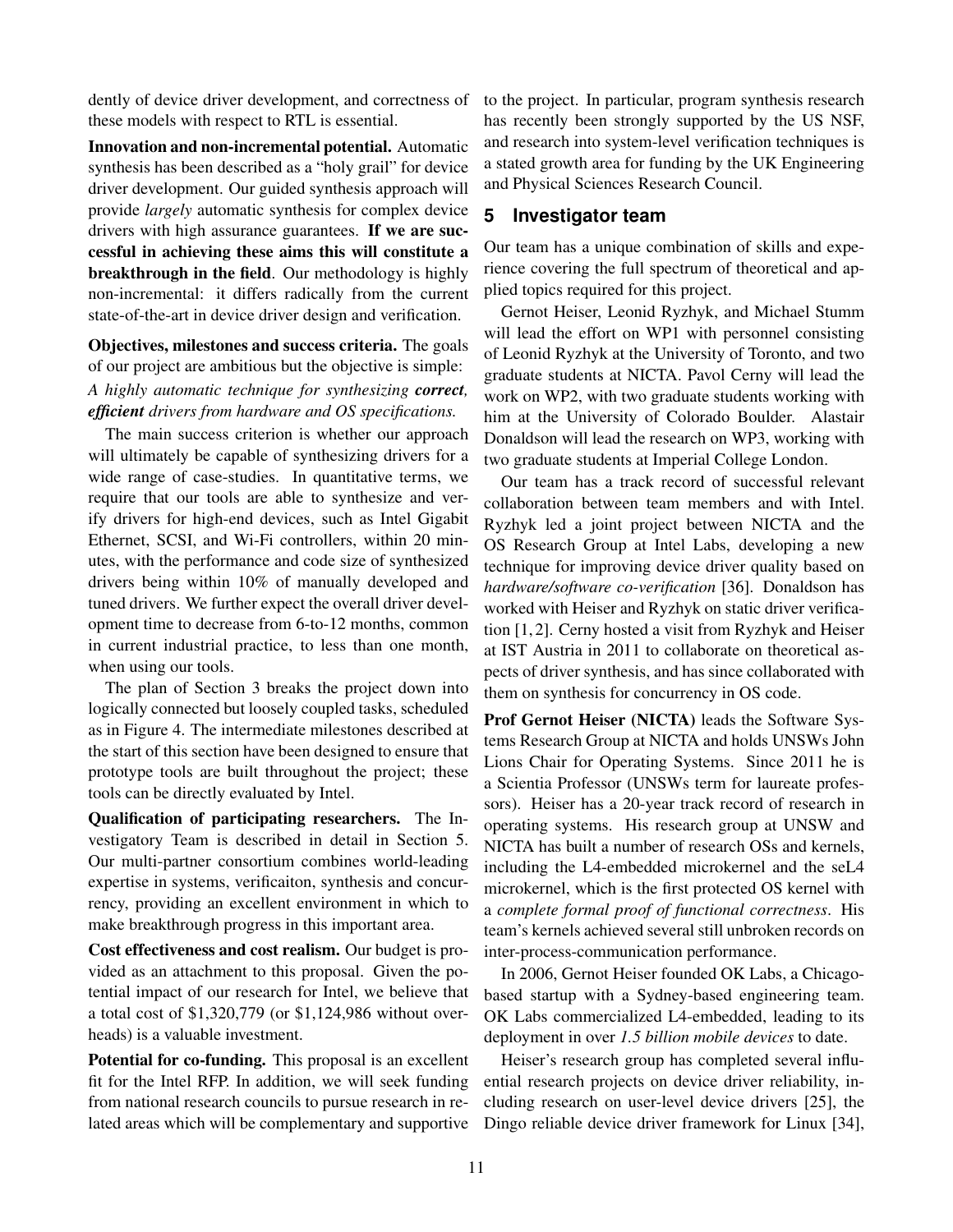dently of device driver development, and correctness of these models with respect to RTL is essential.

**Innovation and non-incremental potential.** Automatic synthesis has been described as a "holy grail" for device driver development. Our guided synthesis approach will provide *largely* automatic synthesis for complex device drivers with high assurance guarantees. **If we are successful in achieving these aims this will constitute a breakthrough in the field**. Our methodology is highly non-incremental: it differs radically from the current state-of-the-art in device driver design and verification.

**Objectives, milestones and success criteria.** The goals of our project are ambitious but the objective is simple:

*A highly automatic technique for synthesizing **correct, efficient** drivers from hardware and OS specifications.*

The main success criterion is whether our approach will ultimately be capable of synthesizing drivers for a wide range of case-studies. In quantitative terms, we require that our tools are able to synthesize and verify drivers for high-end devices, such as Intel Gigabit Ethernet, SCSI, and Wi-Fi controllers, within 20 minutes, with the performance and code size of synthesized drivers being within 10% of manually developed and tuned drivers. We further expect the overall driver development time to decrease from 6-to-12 months, common in current industrial practice, to less than one month, when using our tools.

The plan of Section 3 breaks the project down into logically connected but loosely coupled tasks, scheduled as in Figure 4. The intermediate milestones described at the start of this section have been designed to ensure that prototype tools are built throughout the project; these tools can be directly evaluated by Intel.

**Qualification of participating researchers.** The Investigatory Team is described in detail in Section 5. Our multi-partner consortium combines world-leading expertise in systems, verificaiton, synthesis and concurrency, providing an excellent environment in which to make breakthrough progress in this important area.

**Cost effectiveness and cost realism.** Our budget is provided as an attachment to this proposal. Given the potential impact of our research for Intel, we believe that a total cost of $1,320,779 (or $1,124,986 without overheads) is a valuable investment.

**Potential for co-funding.** This proposal is an excellent fit for the Intel RFP. In addition, we will seek funding from national research councils to pursue research in related areas which will be complementary and supportive to the project. In particular, program synthesis research has recently been strongly supported by the US NSF, and research into system-level verification techniques is a stated growth area for funding by the UK Engineering and Physical Sciences Research Council.

## 5 Investigator team

Our team has a unique combination of skills and experience covering the full spectrum of theoretical and applied topics required for this project.

Gernot Heiser, Leonid Ryzhyk, and Michael Stumm will lead the effort on WP1 with personnel consisting of Leonid Ryzhyk at the University of Toronto, and two graduate students at NICTA. Pavol Cerny will lead the work on WP2, with two graduate students working with him at the University of Colorado Boulder. Alastair Donaldson will lead the research on WP3, working with two graduate students at Imperial College London.

Our team has a track record of successful relevant collaboration between team members and with Intel. Ryzhyk led a joint project between NICTA and the OS Research Group at Intel Labs, developing a new technique for improving device driver quality based on *hardware/software co-verification* [36]. Donaldson has worked with Heiser and Ryzhyk on static driver verification [1, 2]. Cerny hosted a visit from Ryzhyk and Heiser at IST Austria in 2011 to collaborate on theoretical aspects of driver synthesis, and has since collaborated with them on synthesis for concurrency in OS code.

**Prof Gernot Heiser (NICTA)** leads the Software Systems Research Group at NICTA and holds UNSWs John Lions Chair for Operating Systems. Since 2011 he is a Scientia Professor (UNSWs term for laureate professors). Heiser has a 20-year track record of research in operating systems. His research group at UNSW and NICTA has built a number of research OSs and kernels, including the L4-embedded microkernel and the seL4 microkernel, which is the first protected OS kernel with a *complete formal proof of functional correctness*. His team's kernels achieved several still unbroken records on inter-process-communication performance.

In 2006, Gernot Heiser founded OK Labs, a Chicago-based startup with a Sydney-based engineering team. OK Labs commercialized L4-embedded, leading to its deployment in over *1.5 billion mobile devices* to date.

Heiser's research group has completed several influential research projects on device driver reliability, including research on user-level device drivers [25], the Dingo reliable device driver framework for Linux [34],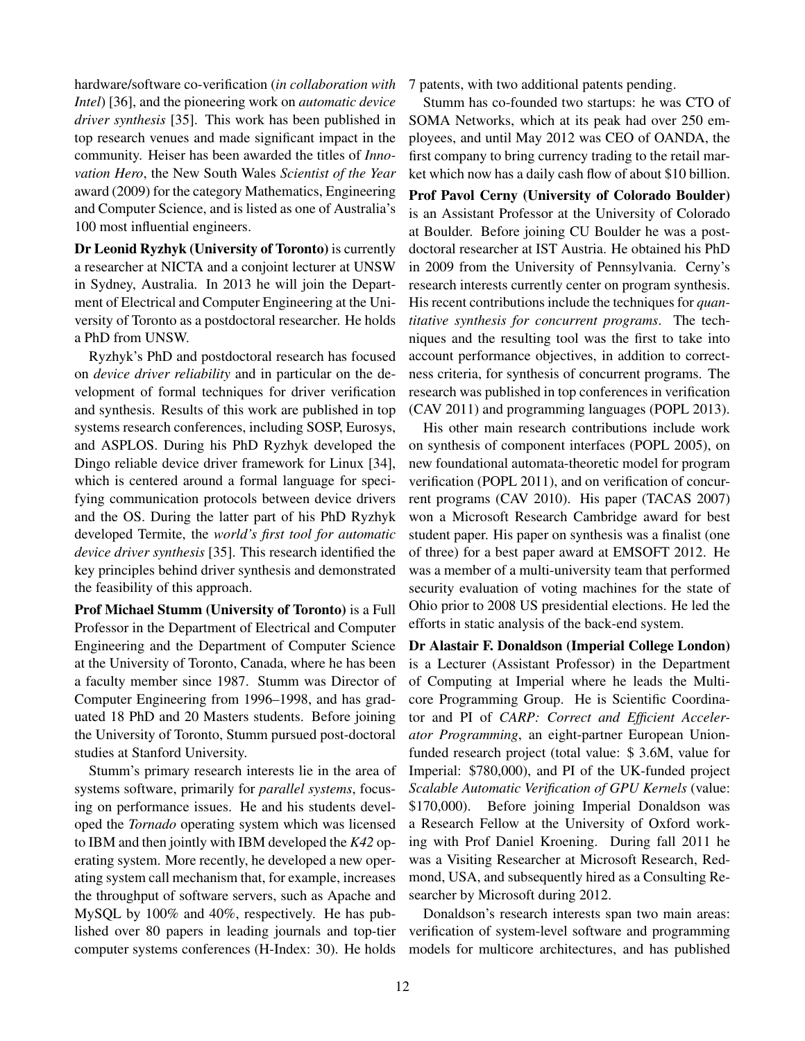hardware/software co-verification (*in collaboration with Intel*) [36], and the pioneering work on *automatic device driver synthesis* [35]. This work has been published in top research venues and made significant impact in the community. Heiser has been awarded the titles of *Innovation Hero*, the New South Wales *Scientist of the Year* award (2009) for the category Mathematics, Engineering and Computer Science, and is listed as one of Australia's 100 most influential engineers.

**Dr Leonid Ryzhyk (University of Toronto)** is currently a researcher at NICTA and a conjoint lecturer at UNSW in Sydney, Australia. In 2013 he will join the Department of Electrical and Computer Engineering at the University of Toronto as a postdoctoral researcher. He holds a PhD from UNSW.

Ryzhyk's PhD and postdoctoral research has focused on *device driver reliability* and in particular on the development of formal techniques for driver verification and synthesis. Results of this work are published in top systems research conferences, including SOSP, Eurosys, and ASPLOS. During his PhD Ryzhyk developed the Dingo reliable device driver framework for Linux [34], which is centered around a formal language for specifying communication protocols between device drivers and the OS. During the latter part of his PhD Ryzhyk developed Termite, the *world's first tool for automatic device driver synthesis* [35]. This research identified the key principles behind driver synthesis and demonstrated the feasibility of this approach.

**Prof Michael Stumm (University of Toronto)** is a Full Professor in the Department of Electrical and Computer Engineering and the Department of Computer Science at the University of Toronto, Canada, where he has been a faculty member since 1987. Stumm was Director of Computer Engineering from 1996–1998, and has graduated 18 PhD and 20 Masters students. Before joining the University of Toronto, Stumm pursued post-doctoral studies at Stanford University.

Stumm's primary research interests lie in the area of systems software, primarily for *parallel systems*, focusing on performance issues. He and his students developed the *Tornado* operating system which was licensed to IBM and then jointly with IBM developed the *K42* operating system. More recently, he developed a new operating system call mechanism that, for example, increases the throughput of software servers, such as Apache and MySQL by 100% and 40%, respectively. He has published over 80 papers in leading journals and top-tier computer systems conferences (H-Index: 30). He holds 7 patents, with two additional patents pending.

Stumm has co-founded two startups: he was CTO of SOMA Networks, which at its peak had over 250 employees, and until May 2012 was CEO of OANDA, the first company to bring currency trading to the retail market which now has a daily cash flow of about $10 billion.

**Prof Pavol Cerny (University of Colorado Boulder)** is an Assistant Professor at the University of Colorado at Boulder. Before joining CU Boulder he was a postdoctoral researcher at IST Austria. He obtained his PhD in 2009 from the University of Pennsylvania. Cerny's research interests currently center on program synthesis. His recent contributions include the techniques for *quantitative synthesis for concurrent programs*. The techniques and the resulting tool was the first to take into account performance objectives, in addition to correctness criteria, for synthesis of concurrent programs. The research was published in top conferences in verification (CAV 2011) and programming languages (POPL 2013).

His other main research contributions include work on synthesis of component interfaces (POPL 2005), on new foundational automata-theoretic model for program verification (POPL 2011), and on verification of concurrent programs (CAV 2010). His paper (TACAS 2007) won a Microsoft Research Cambridge award for best student paper. His paper on synthesis was a finalist (one of three) for a best paper award at EMSOFT 2012. He was a member of a multi-university team that performed security evaluation of voting machines for the state of Ohio prior to 2008 US presidential elections. He led the efforts in static analysis of the back-end system.

**Dr Alastair F. Donaldson (Imperial College London)** is a Lecturer (Assistant Professor) in the Department of Computing at Imperial where he leads the Multicore Programming Group. He is Scientific Coordinator and PI of *CARP: Correct and Efficient Accelerator Programming*, an eight-partner European Union-funded research project (total value: $ 3.6M, value for Imperial: $780,000), and PI of the UK-funded project *Scalable Automatic Verification of GPU Kernels* (value: $170,000). Before joining Imperial Donaldson was a Research Fellow at the University of Oxford working with Prof Daniel Kroening. During fall 2011 he was a Visiting Researcher at Microsoft Research, Redmond, USA, and subsequently hired as a Consulting Researcher by Microsoft during 2012.

Donaldson's research interests span two main areas: verification of system-level software and programming models for multicore architectures, and has published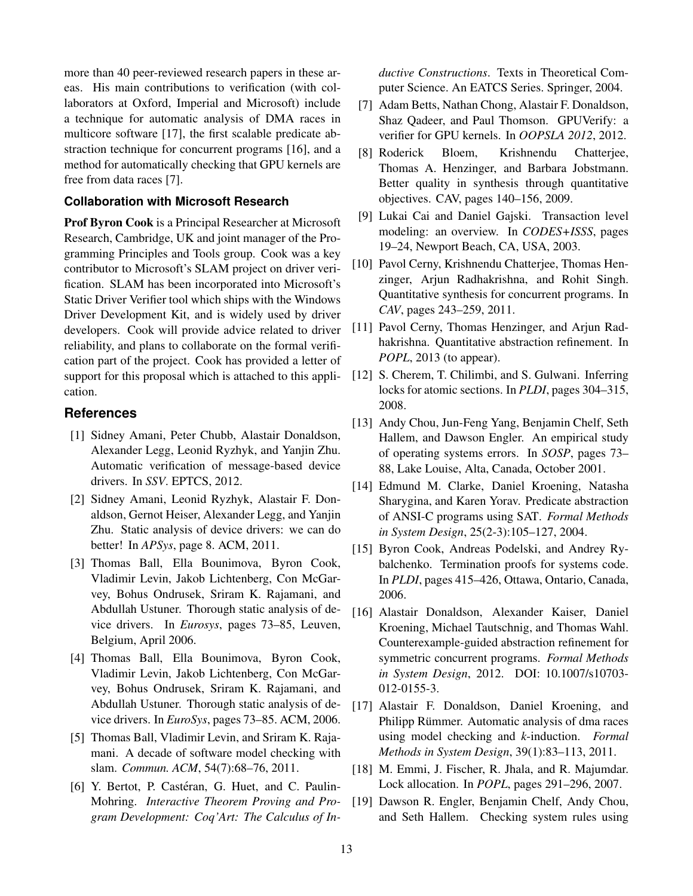more than 40 peer-reviewed research papers in these areas. His main contributions to verification (with collaborators at Oxford, Imperial and Microsoft) include a technique for automatic analysis of DMA races in multicore software [17], the first scalable predicate abstraction technique for concurrent programs [16], and a method for automatically checking that GPU kernels are free from data races [7].

### Collaboration with Microsoft Research

**Prof Byron Cook** is a Principal Researcher at Microsoft Research, Cambridge, UK and joint manager of the Programming Principles and Tools group. Cook was a key contributor to Microsoft's SLAM project on driver verification. SLAM has been incorporated into Microsoft's Static Driver Verifier tool which ships with the Windows Driver Development Kit, and is widely used by driver developers. Cook will provide advice related to driver reliability, and plans to collaborate on the formal verification part of the project. Cook has provided a letter of support for this proposal which is attached to this application.

## References

[1] Sidney Amani, Peter Chubb, Alastair Donaldson, Alexander Legg, Leonid Ryzhyk, and Yanjin Zhu. Automatic verification of message-based device drivers. In *SSV*. EPTCS, 2012.

[2] Sidney Amani, Leonid Ryzhyk, Alastair F. Donaldson, Gernot Heiser, Alexander Legg, and Yanjin Zhu. Static analysis of device drivers: we can do better! In *APSys*, page 8. ACM, 2011.

[3] Thomas Ball, Ella Bounimova, Byron Cook, Vladimir Levin, Jakob Lichtenberg, Con McGarvey, Bohus Ondrusek, Sriram K. Rajamani, and Abdullah Ustuner. Thorough static analysis of device drivers. In *Eurosys*, pages 73–85, Leuven, Belgium, April 2006.

[4] Thomas Ball, Ella Bounimova, Byron Cook, Vladimir Levin, Jakob Lichtenberg, Con McGarvey, Bohus Ondrusek, Sriram K. Rajamani, and Abdullah Ustuner. Thorough static analysis of device drivers. In *EuroSys*, pages 73–85. ACM, 2006.

[5] Thomas Ball, Vladimir Levin, and Sriram K. Rajamani. A decade of software model checking with slam. *Commun. ACM*, 54(7):68–76, 2011.

[6] Y. Bertot, P. Castéran, G. Huet, and C. Paulin-Mohring. *Interactive Theorem Proving and Program Development: Coq'Art: The Calculus of Inductive Constructions*. Texts in Theoretical Computer Science. An EATCS Series. Springer, 2004.

[7] Adam Betts, Nathan Chong, Alastair F. Donaldson, Shaz Qadeer, and Paul Thomson. GPUVerify: a verifier for GPU kernels. In *OOPSLA 2012*, 2012.

[8] Roderick Bloem, Krishnendu Chatterjee, Thomas A. Henzinger, and Barbara Jobstmann. Better quality in synthesis through quantitative objectives. CAV, pages 140–156, 2009.

[9] Lukai Cai and Daniel Gajski. Transaction level modeling: an overview. In *CODES+ISSS*, pages 19–24, Newport Beach, CA, USA, 2003.

[10] Pavol Cerny, Krishnendu Chatterjee, Thomas Henzinger, Arjun Radhakrishna, and Rohit Singh. Quantitative synthesis for concurrent programs. In *CAV*, pages 243–259, 2011.

[11] Pavol Cerny, Thomas Henzinger, and Arjun Radhakrishna. Quantitative abstraction refinement. In *POPL*, 2013 (to appear).

[12] S. Cherem, T. Chilimbi, and S. Gulwani. Inferring locks for atomic sections. In *PLDI*, pages 304–315, 2008.

[13] Andy Chou, Jun-Feng Yang, Benjamin Chelf, Seth Hallem, and Dawson Engler. An empirical study of operating systems errors. In *SOSP*, pages 73–88, Lake Louise, Alta, Canada, October 2001.

[14] Edmund M. Clarke, Daniel Kroening, Natasha Sharygina, and Karen Yorav. Predicate abstraction of ANSI-C programs using SAT. *Formal Methods in System Design*, 25(2-3):105–127, 2004.

[15] Byron Cook, Andreas Podelski, and Andrey Rybalchenko. Termination proofs for systems code. In *PLDI*, pages 415–426, Ottawa, Ontario, Canada, 2006.

[16] Alastair Donaldson, Alexander Kaiser, Daniel Kroening, Michael Tautschnig, and Thomas Wahl. Counterexample-guided abstraction refinement for symmetric concurrent programs. *Formal Methods in System Design*, 2012. DOI: 10.1007/s10703-012-0155-3.

[17] Alastair F. Donaldson, Daniel Kroening, and Philipp Rümmer. Automatic analysis of dma races using model checking and *k*-induction. *Formal Methods in System Design*, 39(1):83–113, 2011.

[18] M. Emmi, J. Fischer, R. Jhala, and R. Majumdar. Lock allocation. In *POPL*, pages 291–296, 2007.

[19] Dawson R. Engler, Benjamin Chelf, Andy Chou, and Seth Hallem. Checking system rules using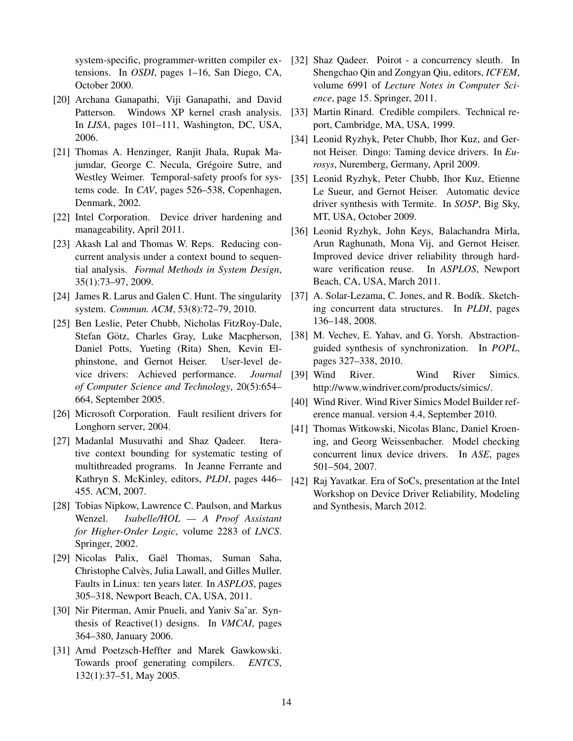system-specific, programmer-written compiler extensions. In *OSDI*, pages 1–16, San Diego, CA, October 2000.

[20] Archana Ganapathi, Viji Ganapathi, and David Patterson. Windows XP kernel crash analysis. In *LISA*, pages 101–111, Washington, DC, USA, 2006.

[21] Thomas A. Henzinger, Ranjit Jhala, Rupak Majumdar, George C. Necula, Grégoire Sutre, and Westley Weimer. Temporal-safety proofs for systems code. In *CAV*, pages 526–538, Copenhagen, Denmark, 2002.

[22] Intel Corporation. Device driver hardening and manageability, April 2011.

[23] Akash Lal and Thomas W. Reps. Reducing concurrent analysis under a context bound to sequential analysis. *Formal Methods in System Design*, 35(1):73–97, 2009.

[24] James R. Larus and Galen C. Hunt. The singularity system. *Commun. ACM*, 53(8):72–79, 2010.

[25] Ben Leslie, Peter Chubb, Nicholas FitzRoy-Dale, Stefan Götz, Charles Gray, Luke Macpherson, Daniel Potts, Yueting (Rita) Shen, Kevin Elphinstone, and Gernot Heiser. User-level device drivers: Achieved performance. *Journal of Computer Science and Technology*, 20(5):654–664, September 2005.

[26] Microsoft Corporation. Fault resilient drivers for Longhorn server, 2004.

[27] Madanlal Musuvathi and Shaz Qadeer. Iterative context bounding for systematic testing of multithreaded programs. In Jeanne Ferrante and Kathryn S. McKinley, editors, *PLDI*, pages 446–455. ACM, 2007.

[28] Tobias Nipkow, Lawrence C. Paulson, and Markus Wenzel. *Isabelle/HOL — A Proof Assistant for Higher-Order Logic*, volume 2283 of *LNCS*. Springer, 2002.

[29] Nicolas Palix, Gaël Thomas, Suman Saha, Christophe Calvès, Julia Lawall, and Gilles Muller. Faults in Linux: ten years later. In *ASPLOS*, pages 305–318, Newport Beach, CA, USA, 2011.

[30] Nir Piterman, Amir Pnueli, and Yaniv Sa'ar. Synthesis of Reactive(1) designs. In *VMCAI*, pages 364–380, January 2006.

[31] Arnd Poetzsch-Heffter and Marek Gawkowski. Towards proof generating compilers. *ENTCS*, 132(1):37–51, May 2005.

[32] Shaz Qadeer. Poirot - a concurrency sleuth. In Shengchao Qin and Zongyan Qiu, editors, *ICFEM*, volume 6991 of *Lecture Notes in Computer Science*, page 15. Springer, 2011.

[33] Martin Rinard. Credible compilers. Technical report, Cambridge, MA, USA, 1999.

[34] Leonid Ryzhyk, Peter Chubb, Ihor Kuz, and Gernot Heiser. Dingo: Taming device drivers. In *Eurosys*, Nuremberg, Germany, April 2009.

[35] Leonid Ryzhyk, Peter Chubb, Ihor Kuz, Etienne Le Sueur, and Gernot Heiser. Automatic device driver synthesis with Termite. In *SOSP*, Big Sky, MT, USA, October 2009.

[36] Leonid Ryzhyk, John Keys, Balachandra Mirla, Arun Raghunath, Mona Vij, and Gernot Heiser. Improved device driver reliability through hardware verification reuse. In *ASPLOS*, Newport Beach, CA, USA, March 2011.

[37] A. Solar-Lezama, C. Jones, and R. Bodík. Sketching concurrent data structures. In *PLDI*, pages 136–148, 2008.

[38] M. Vechev, E. Yahav, and G. Yorsh. Abstraction-guided synthesis of synchronization. In *POPL*, pages 327–338, 2010.

[39] Wind River. Wind River Simics. http://www.windriver.com/products/simics/.

[40] Wind River. Wind River Simics Model Builder reference manual. version 4.4, September 2010.

[41] Thomas Witkowski, Nicolas Blanc, Daniel Kroening, and Georg Weissenbacher. Model checking concurrent linux device drivers. In *ASE*, pages 501–504, 2007.

[42] Raj Yavatkar. Era of SoCs, presentation at the Intel Workshop on Device Driver Reliability, Modeling and Synthesis, March 2012.